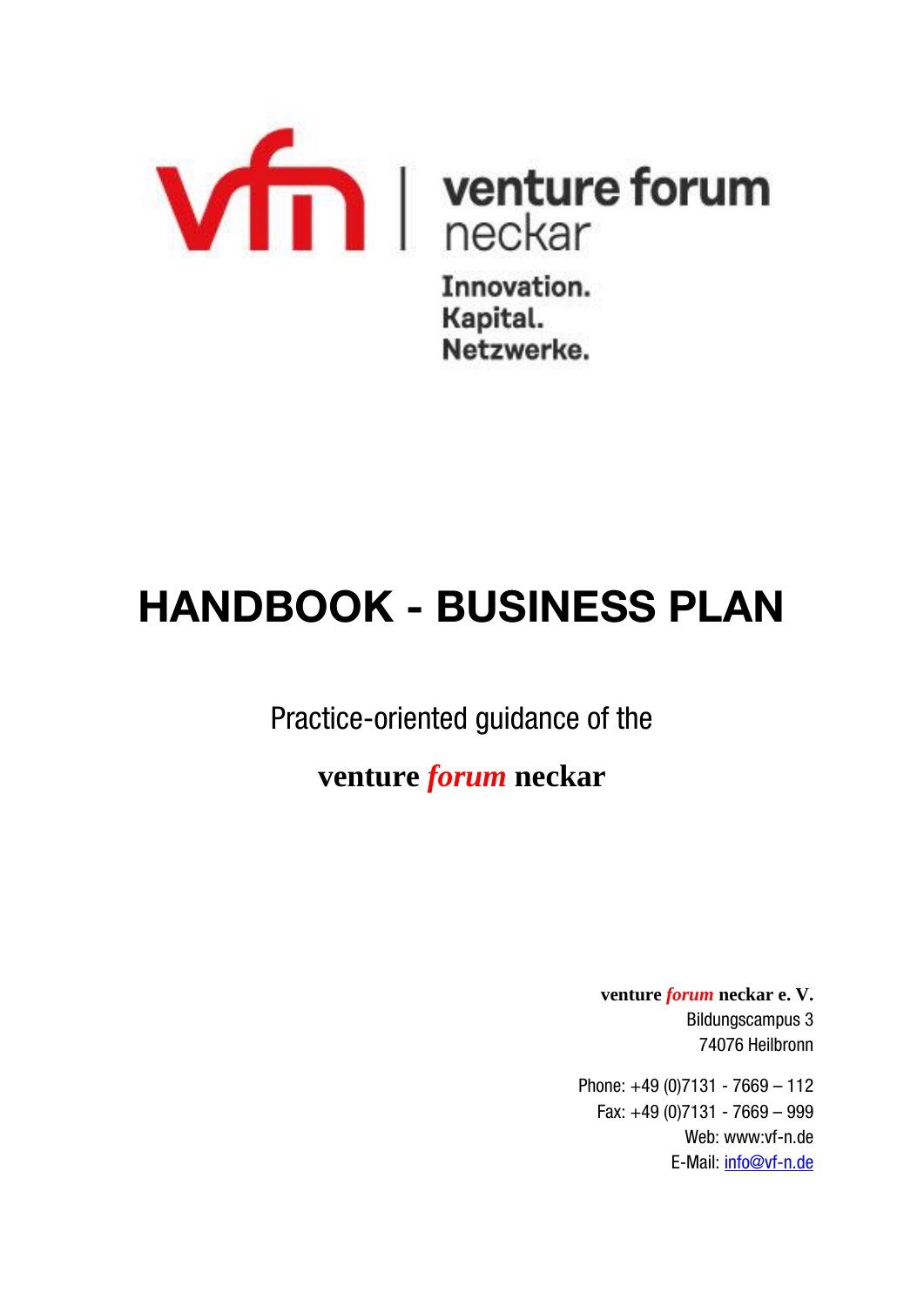venture forum neckar

Innovation.
Kapital.
Netzwerke.

# HANDBOOK - BUSINESS PLAN

Practice-oriented guidance of the

**venture *forum* neckar**

**venture *forum* neckar e. V.**
Bildungscampus 3
74076 Heilbronn

Phone: +49 (0)7131 - 7669 – 112
Fax: +49 (0)7131 - 7669 – 999
Web: www:vf-n.de
E-Mail: info@vf-n.de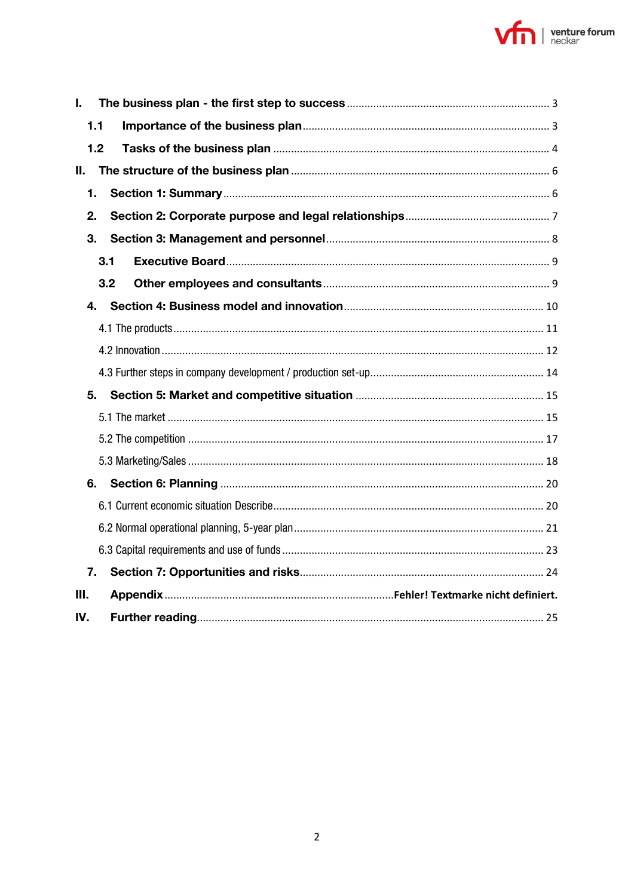I. **The business plan - the first step to success** .... 3

  1.1 **Importance of the business plan** .... 3

  1.2 **Tasks of the business plan** .... 4

II. **The structure of the business plan** .... 6

  1. **Section 1: Summary** .... 6

  2. **Section 2: Corporate purpose and legal relationships** .... 7

  3. **Section 3: Management and personnel** .... 8

    3.1 **Executive Board** .... 9

    3.2 **Other employees and consultants** .... 9

  4. **Section 4: Business model and innovation** .... 10

    4.1 The products .... 11

    4.2 Innovation .... 12

    4.3 Further steps in company development / production set-up .... 14

  5. **Section 5: Market and competitive situation** .... 15

    5.1 The market .... 15

    5.2 The competition .... 17

    5.3 Marketing/Sales .... 18

  6. **Section 6: Planning** .... 20

    6.1 Current economic situation Describe .... 20

    6.2 Normal operational planning, 5-year plan .... 21

    6.3 Capital requirements and use of funds .... 23

  7. **Section 7: Opportunities and risks** .... 24

III. **Appendix** .... **Fehler! Textmarke nicht definiert.**

IV. **Further reading** .... 25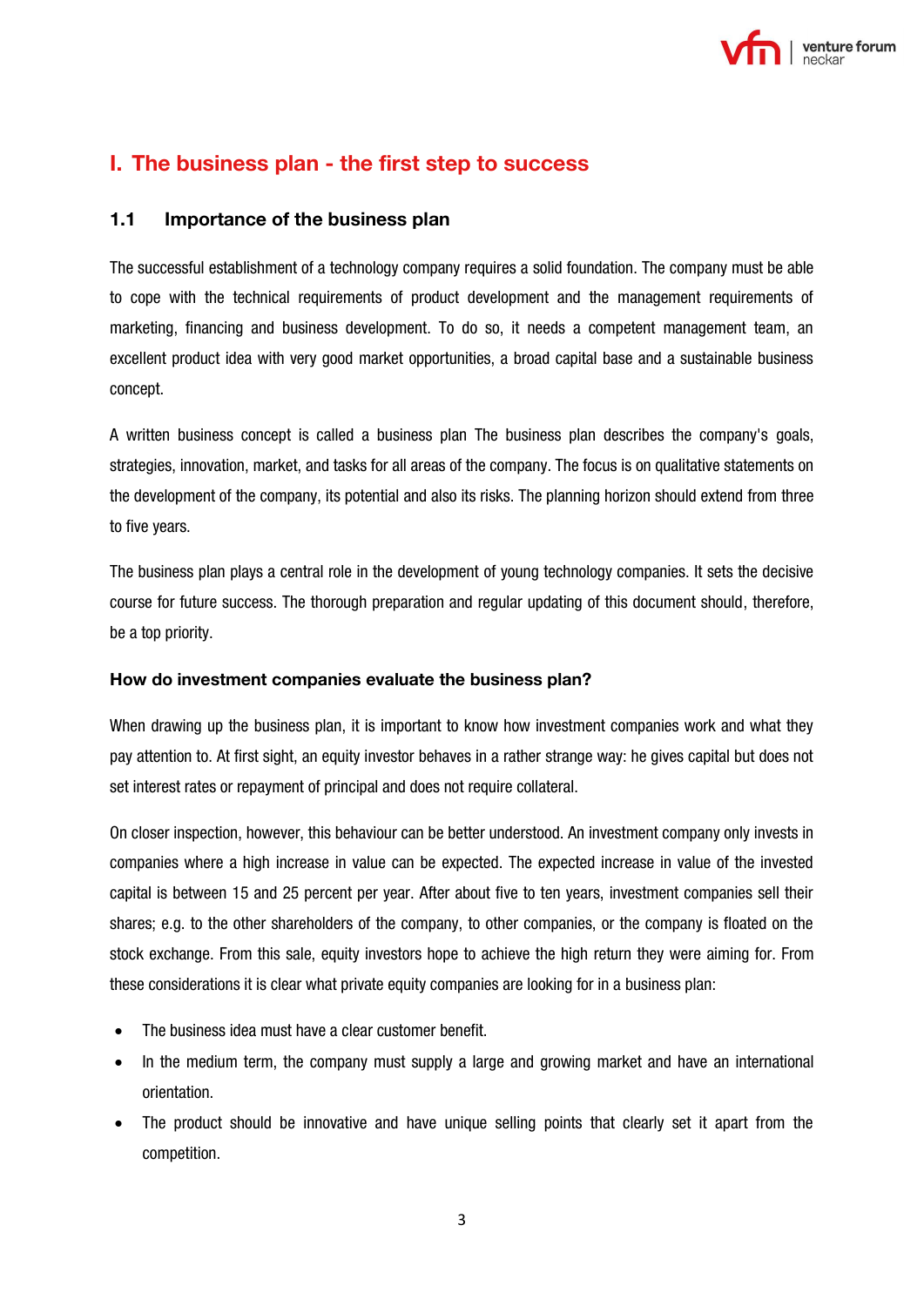# I. The business plan - the first step to success

## 1.1 Importance of the business plan

The successful establishment of a technology company requires a solid foundation. The company must be able to cope with the technical requirements of product development and the management requirements of marketing, financing and business development. To do so, it needs a competent management team, an excellent product idea with very good market opportunities, a broad capital base and a sustainable business concept.

A written business concept is called a business plan The business plan describes the company's goals, strategies, innovation, market, and tasks for all areas of the company. The focus is on qualitative statements on the development of the company, its potential and also its risks. The planning horizon should extend from three to five years.

The business plan plays a central role in the development of young technology companies. It sets the decisive course for future success. The thorough preparation and regular updating of this document should, therefore, be a top priority.

### How do investment companies evaluate the business plan?

When drawing up the business plan, it is important to know how investment companies work and what they pay attention to. At first sight, an equity investor behaves in a rather strange way: he gives capital but does not set interest rates or repayment of principal and does not require collateral.

On closer inspection, however, this behaviour can be better understood. An investment company only invests in companies where a high increase in value can be expected. The expected increase in value of the invested capital is between 15 and 25 percent per year. After about five to ten years, investment companies sell their shares; e.g. to the other shareholders of the company, to other companies, or the company is floated on the stock exchange. From this sale, equity investors hope to achieve the high return they were aiming for. From these considerations it is clear what private equity companies are looking for in a business plan:

- The business idea must have a clear customer benefit.
- In the medium term, the company must supply a large and growing market and have an international orientation.
- The product should be innovative and have unique selling points that clearly set it apart from the competition.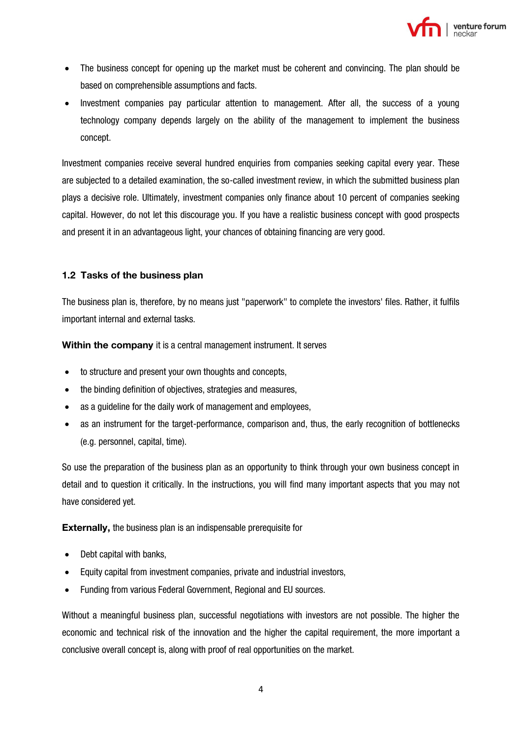- The business concept for opening up the market must be coherent and convincing. The plan should be based on comprehensible assumptions and facts.
- Investment companies pay particular attention to management. After all, the success of a young technology company depends largely on the ability of the management to implement the business concept.

Investment companies receive several hundred enquiries from companies seeking capital every year. These are subjected to a detailed examination, the so-called investment review, in which the submitted business plan plays a decisive role. Ultimately, investment companies only finance about 10 percent of companies seeking capital. However, do not let this discourage you. If you have a realistic business concept with good prospects and present it in an advantageous light, your chances of obtaining financing are very good.

### 1.2 Tasks of the business plan

The business plan is, therefore, by no means just "paperwork" to complete the investors' files. Rather, it fulfils important internal and external tasks.

**Within the company** it is a central management instrument. It serves

- to structure and present your own thoughts and concepts,
- the binding definition of objectives, strategies and measures,
- as a guideline for the daily work of management and employees,
- as an instrument for the target-performance, comparison and, thus, the early recognition of bottlenecks (e.g. personnel, capital, time).

So use the preparation of the business plan as an opportunity to think through your own business concept in detail and to question it critically. In the instructions, you will find many important aspects that you may not have considered yet.

**Externally,** the business plan is an indispensable prerequisite for

- Debt capital with banks,
- Equity capital from investment companies, private and industrial investors,
- Funding from various Federal Government, Regional and EU sources.

Without a meaningful business plan, successful negotiations with investors are not possible. The higher the economic and technical risk of the innovation and the higher the capital requirement, the more important a conclusive overall concept is, along with proof of real opportunities on the market.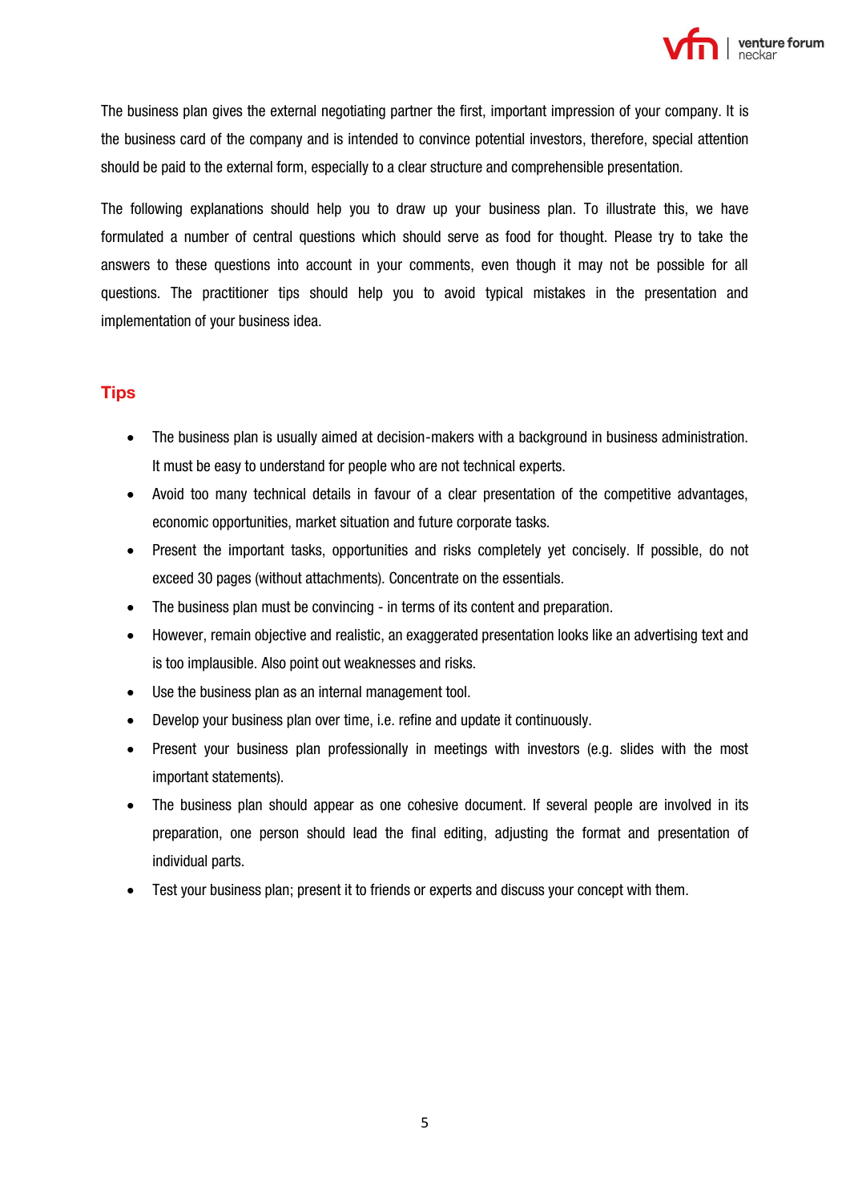The business plan gives the external negotiating partner the first, important impression of your company. It is the business card of the company and is intended to convince potential investors, therefore, special attention should be paid to the external form, especially to a clear structure and comprehensible presentation.

The following explanations should help you to draw up your business plan. To illustrate this, we have formulated a number of central questions which should serve as food for thought. Please try to take the answers to these questions into account in your comments, even though it may not be possible for all questions. The practitioner tips should help you to avoid typical mistakes in the presentation and implementation of your business idea.

## Tips

- The business plan is usually aimed at decision-makers with a background in business administration. It must be easy to understand for people who are not technical experts.
- Avoid too many technical details in favour of a clear presentation of the competitive advantages, economic opportunities, market situation and future corporate tasks.
- Present the important tasks, opportunities and risks completely yet concisely. If possible, do not exceed 30 pages (without attachments). Concentrate on the essentials.
- The business plan must be convincing - in terms of its content and preparation.
- However, remain objective and realistic, an exaggerated presentation looks like an advertising text and is too implausible. Also point out weaknesses and risks.
- Use the business plan as an internal management tool.
- Develop your business plan over time, i.e. refine and update it continuously.
- Present your business plan professionally in meetings with investors (e.g. slides with the most important statements).
- The business plan should appear as one cohesive document. If several people are involved in its preparation, one person should lead the final editing, adjusting the format and presentation of individual parts.
- Test your business plan; present it to friends or experts and discuss your concept with them.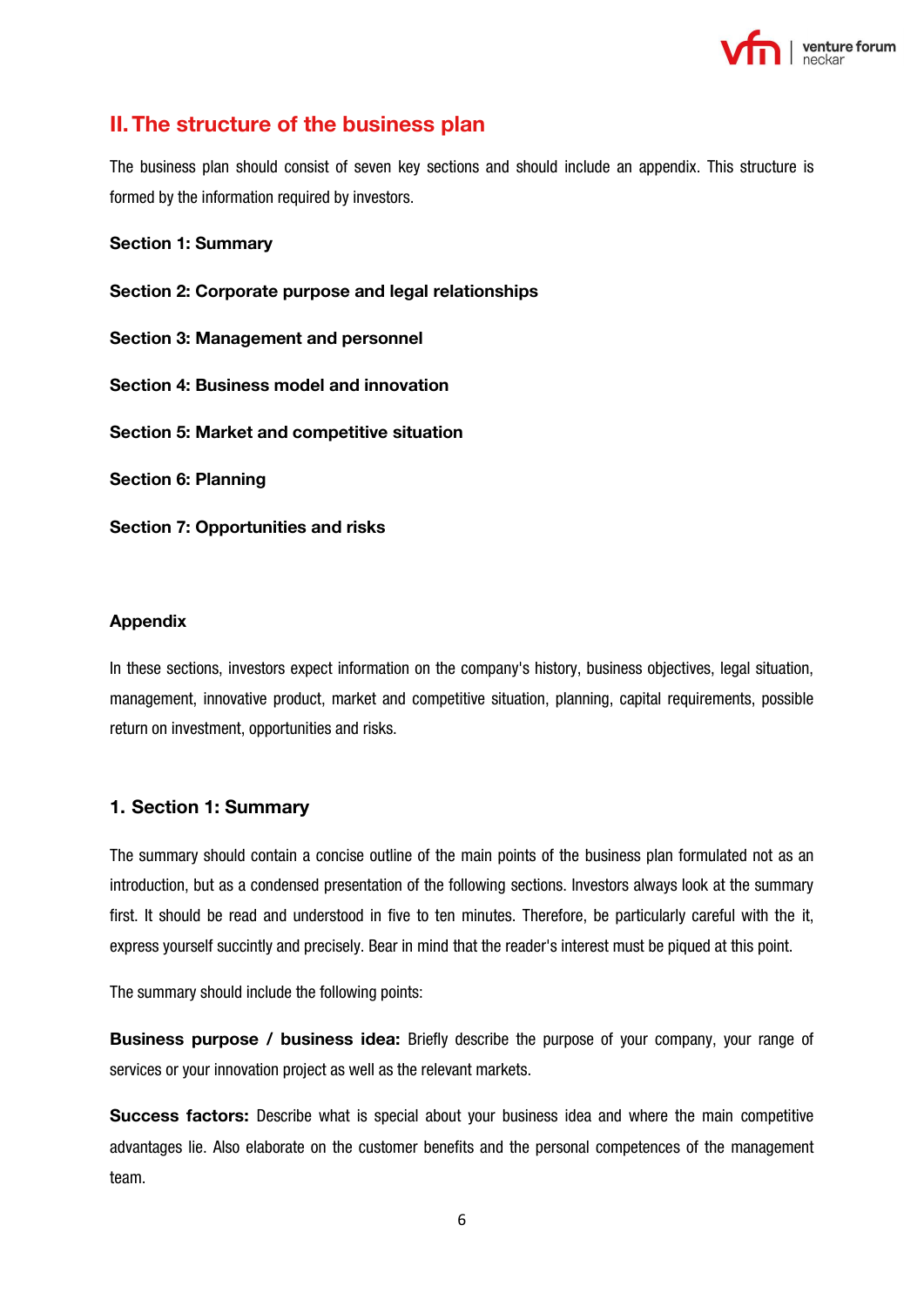## II. The structure of the business plan

The business plan should consist of seven key sections and should include an appendix. This structure is formed by the information required by investors.

**Section 1: Summary**

**Section 2: Corporate purpose and legal relationships**

**Section 3: Management and personnel**

**Section 4: Business model and innovation**

**Section 5: Market and competitive situation**

**Section 6: Planning**

**Section 7: Opportunities and risks**

**Appendix**

In these sections, investors expect information on the company's history, business objectives, legal situation, management, innovative product, market and competitive situation, planning, capital requirements, possible return on investment, opportunities and risks.

### 1. Section 1: Summary

The summary should contain a concise outline of the main points of the business plan formulated not as an introduction, but as a condensed presentation of the following sections. Investors always look at the summary first. It should be read and understood in five to ten minutes. Therefore, be particularly careful with the it, express yourself succintly and precisely. Bear in mind that the reader's interest must be piqued at this point.

The summary should include the following points:

**Business purpose / business idea:** Briefly describe the purpose of your company, your range of services or your innovation project as well as the relevant markets.

**Success factors:** Describe what is special about your business idea and where the main competitive advantages lie. Also elaborate on the customer benefits and the personal competences of the management team.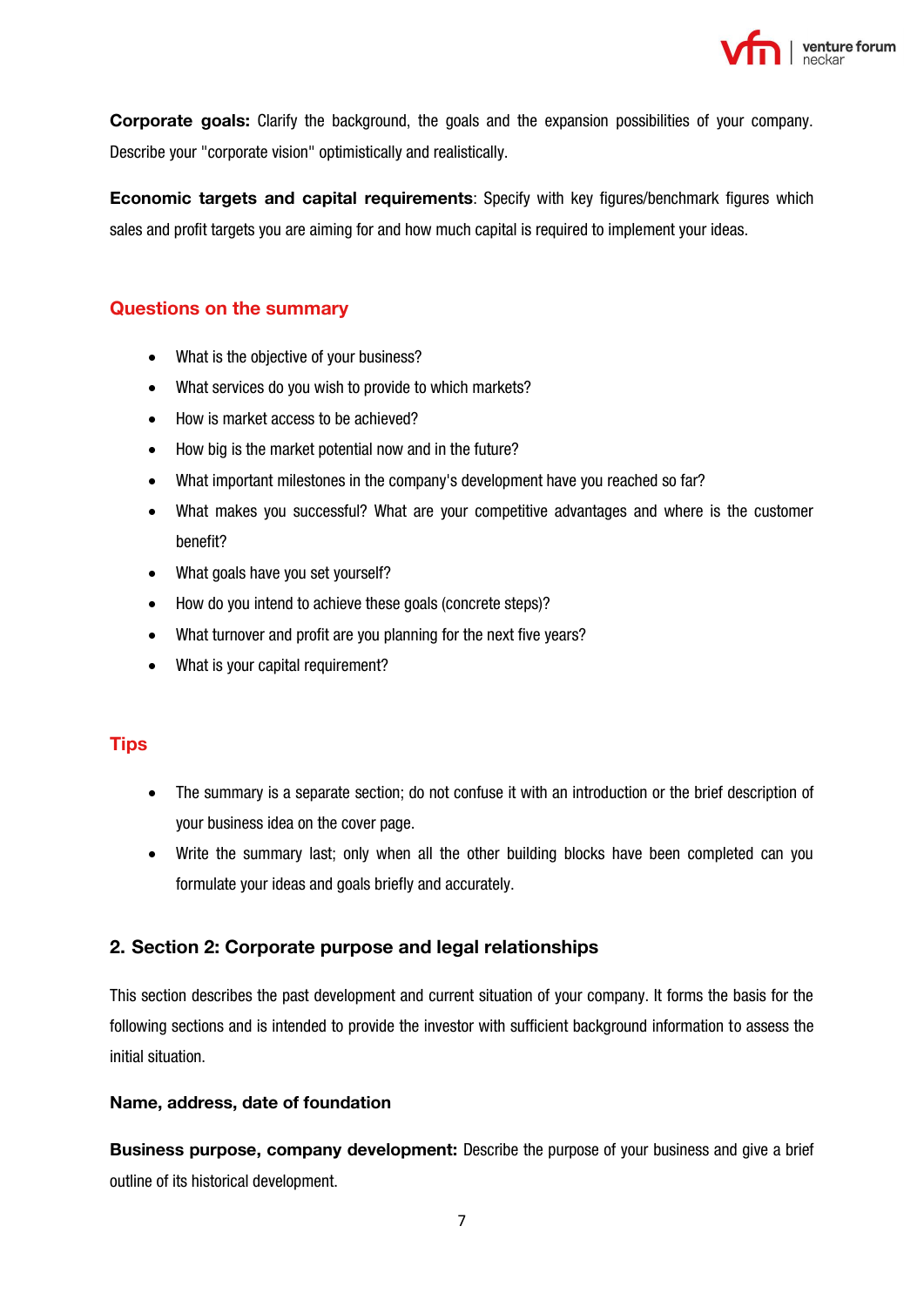**Corporate goals:** Clarify the background, the goals and the expansion possibilities of your company. Describe your "corporate vision" optimistically and realistically.

**Economic targets and capital requirements**: Specify with key figures/benchmark figures which sales and profit targets you are aiming for and how much capital is required to implement your ideas.

### Questions on the summary

- What is the objective of your business?
- What services do you wish to provide to which markets?
- How is market access to be achieved?
- How big is the market potential now and in the future?
- What important milestones in the company's development have you reached so far?
- What makes you successful? What are your competitive advantages and where is the customer benefit?
- What goals have you set yourself?
- How do you intend to achieve these goals (concrete steps)?
- What turnover and profit are you planning for the next five years?
- What is your capital requirement?

### Tips

- The summary is a separate section; do not confuse it with an introduction or the brief description of your business idea on the cover page.
- Write the summary last; only when all the other building blocks have been completed can you formulate your ideas and goals briefly and accurately.

## 2. Section 2: Corporate purpose and legal relationships

This section describes the past development and current situation of your company. It forms the basis for the following sections and is intended to provide the investor with sufficient background information to assess the initial situation.

**Name, address, date of foundation**

**Business purpose, company development:** Describe the purpose of your business and give a brief outline of its historical development.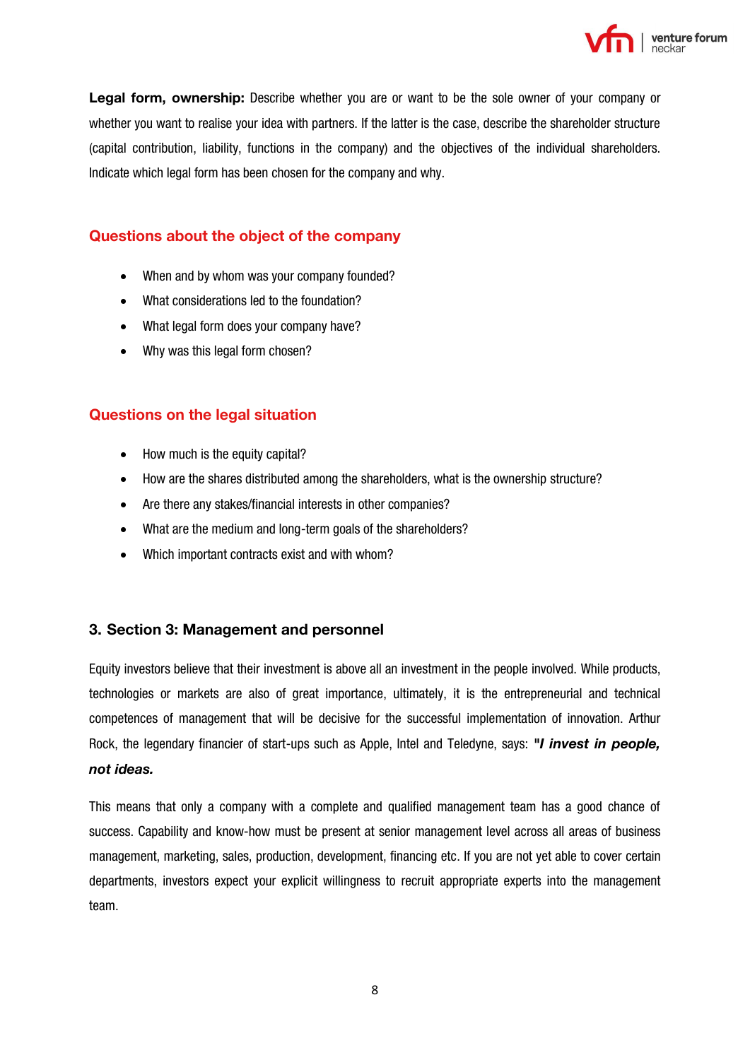**Legal form, ownership:** Describe whether you are or want to be the sole owner of your company or whether you want to realise your idea with partners. If the latter is the case, describe the shareholder structure (capital contribution, liability, functions in the company) and the objectives of the individual shareholders. Indicate which legal form has been chosen for the company and why.

### Questions about the object of the company

- When and by whom was your company founded?
- What considerations led to the foundation?
- What legal form does your company have?
- Why was this legal form chosen?

### Questions on the legal situation

- How much is the equity capital?
- How are the shares distributed among the shareholders, what is the ownership structure?
- Are there any stakes/financial interests in other companies?
- What are the medium and long-term goals of the shareholders?
- Which important contracts exist and with whom?

## 3. Section 3: Management and personnel

Equity investors believe that their investment is above all an investment in the people involved. While products, technologies or markets are also of great importance, ultimately, it is the entrepreneurial and technical competences of management that will be decisive for the successful implementation of innovation. Arthur Rock, the legendary financier of start-ups such as Apple, Intel and Teledyne, says: ***"I invest in people, not ideas.***

This means that only a company with a complete and qualified management team has a good chance of success. Capability and know-how must be present at senior management level across all areas of business management, marketing, sales, production, development, financing etc. If you are not yet able to cover certain departments, investors expect your explicit willingness to recruit appropriate experts into the management team.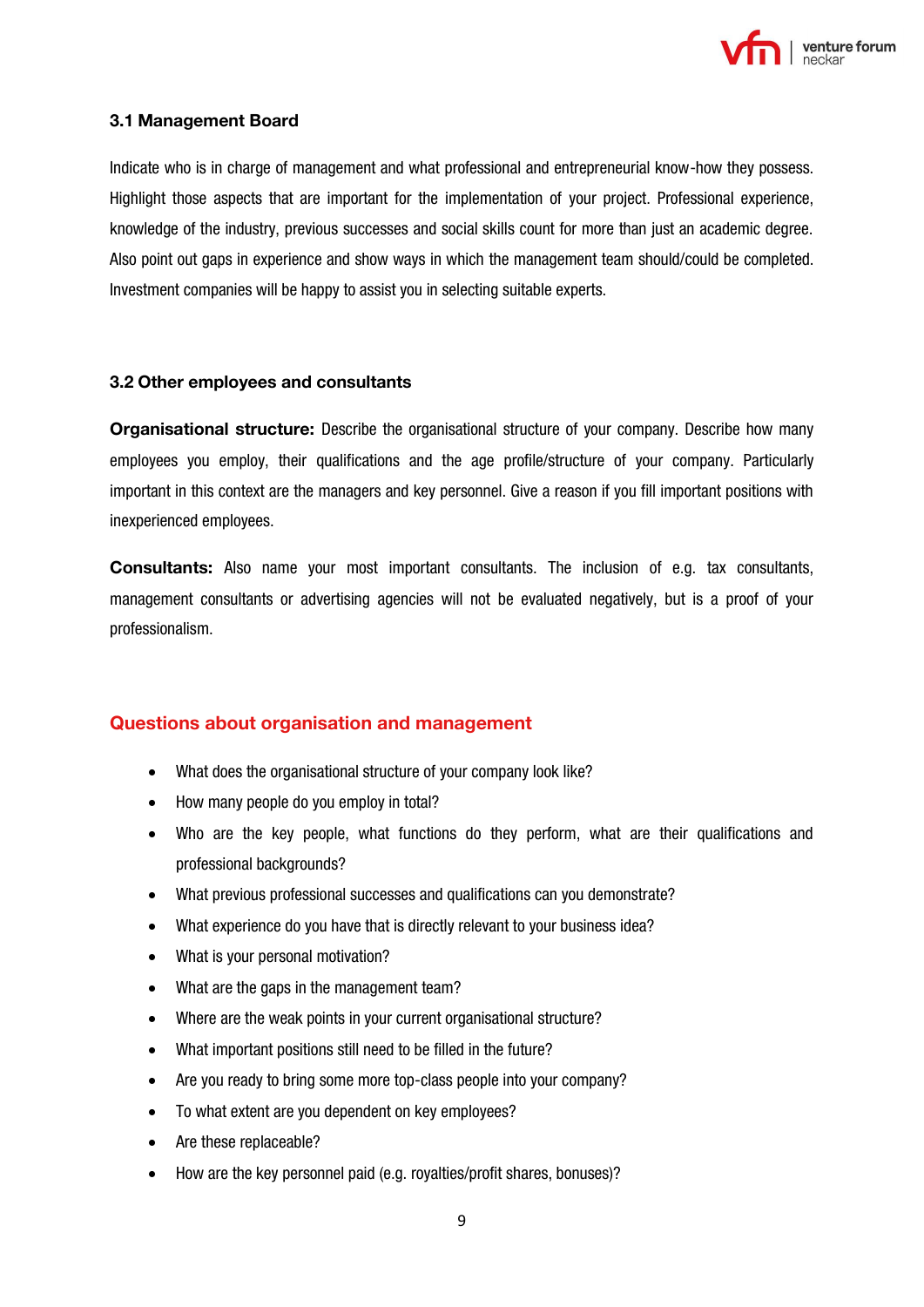### 3.1 Management Board

Indicate who is in charge of management and what professional and entrepreneurial know-how they possess. Highlight those aspects that are important for the implementation of your project. Professional experience, knowledge of the industry, previous successes and social skills count for more than just an academic degree. Also point out gaps in experience and show ways in which the management team should/could be completed. Investment companies will be happy to assist you in selecting suitable experts.

### 3.2 Other employees and consultants

**Organisational structure:** Describe the organisational structure of your company. Describe how many employees you employ, their qualifications and the age profile/structure of your company. Particularly important in this context are the managers and key personnel. Give a reason if you fill important positions with inexperienced employees.

**Consultants:** Also name your most important consultants. The inclusion of e.g. tax consultants, management consultants or advertising agencies will not be evaluated negatively, but is a proof of your professionalism.

## Questions about organisation and management

- What does the organisational structure of your company look like?
- How many people do you employ in total?
- Who are the key people, what functions do they perform, what are their qualifications and professional backgrounds?
- What previous professional successes and qualifications can you demonstrate?
- What experience do you have that is directly relevant to your business idea?
- What is your personal motivation?
- What are the gaps in the management team?
- Where are the weak points in your current organisational structure?
- What important positions still need to be filled in the future?
- Are you ready to bring some more top-class people into your company?
- To what extent are you dependent on key employees?
- Are these replaceable?
- How are the key personnel paid (e.g. royalties/profit shares, bonuses)?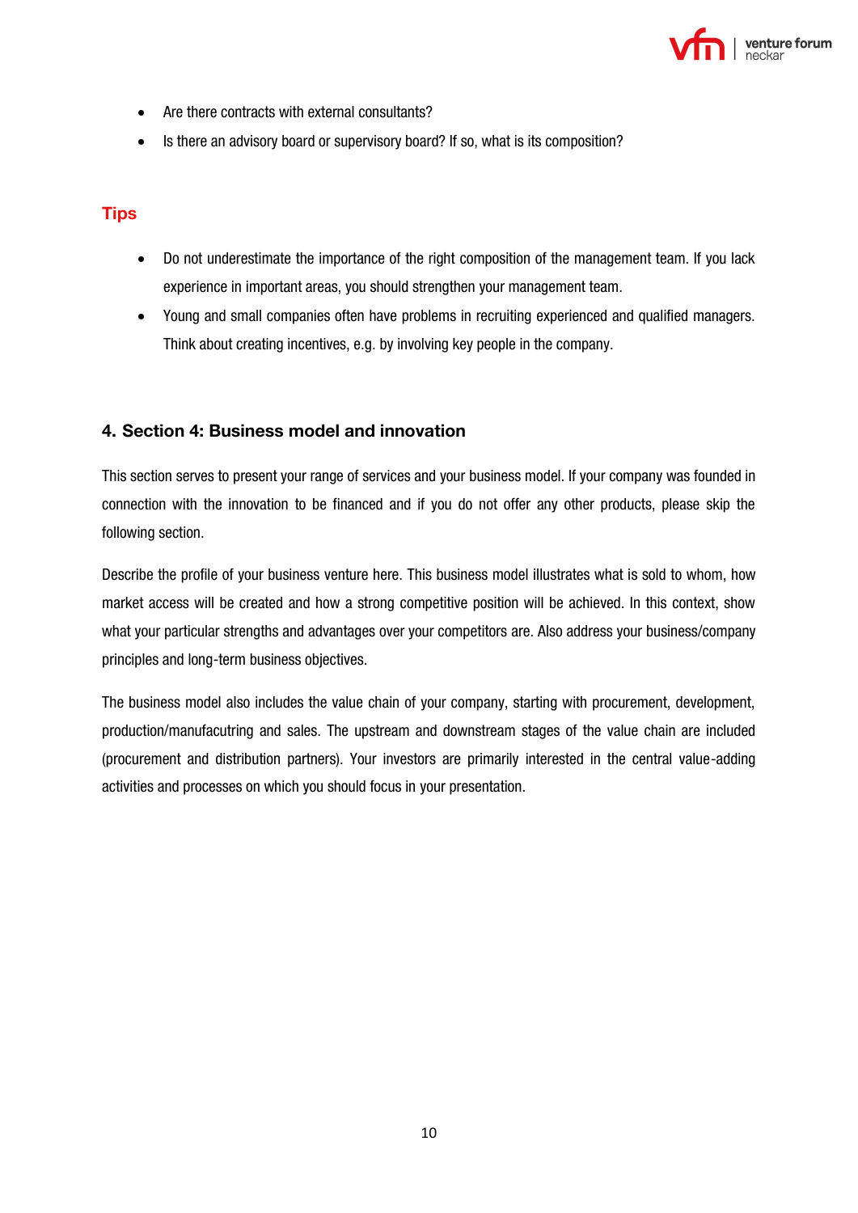- Are there contracts with external consultants?
- Is there an advisory board or supervisory board? If so, what is its composition?

## Tips

- Do not underestimate the importance of the right composition of the management team. If you lack experience in important areas, you should strengthen your management team.
- Young and small companies often have problems in recruiting experienced and qualified managers. Think about creating incentives, e.g. by involving key people in the company.

## 4. Section 4: Business model and innovation

This section serves to present your range of services and your business model. If your company was founded in connection with the innovation to be financed and if you do not offer any other products, please skip the following section.

Describe the profile of your business venture here. This business model illustrates what is sold to whom, how market access will be created and how a strong competitive position will be achieved. In this context, show what your particular strengths and advantages over your competitors are. Also address your business/company principles and long-term business objectives.

The business model also includes the value chain of your company, starting with procurement, development, production/manufacutring and sales. The upstream and downstream stages of the value chain are included (procurement and distribution partners). Your investors are primarily interested in the central value-adding activities and processes on which you should focus in your presentation.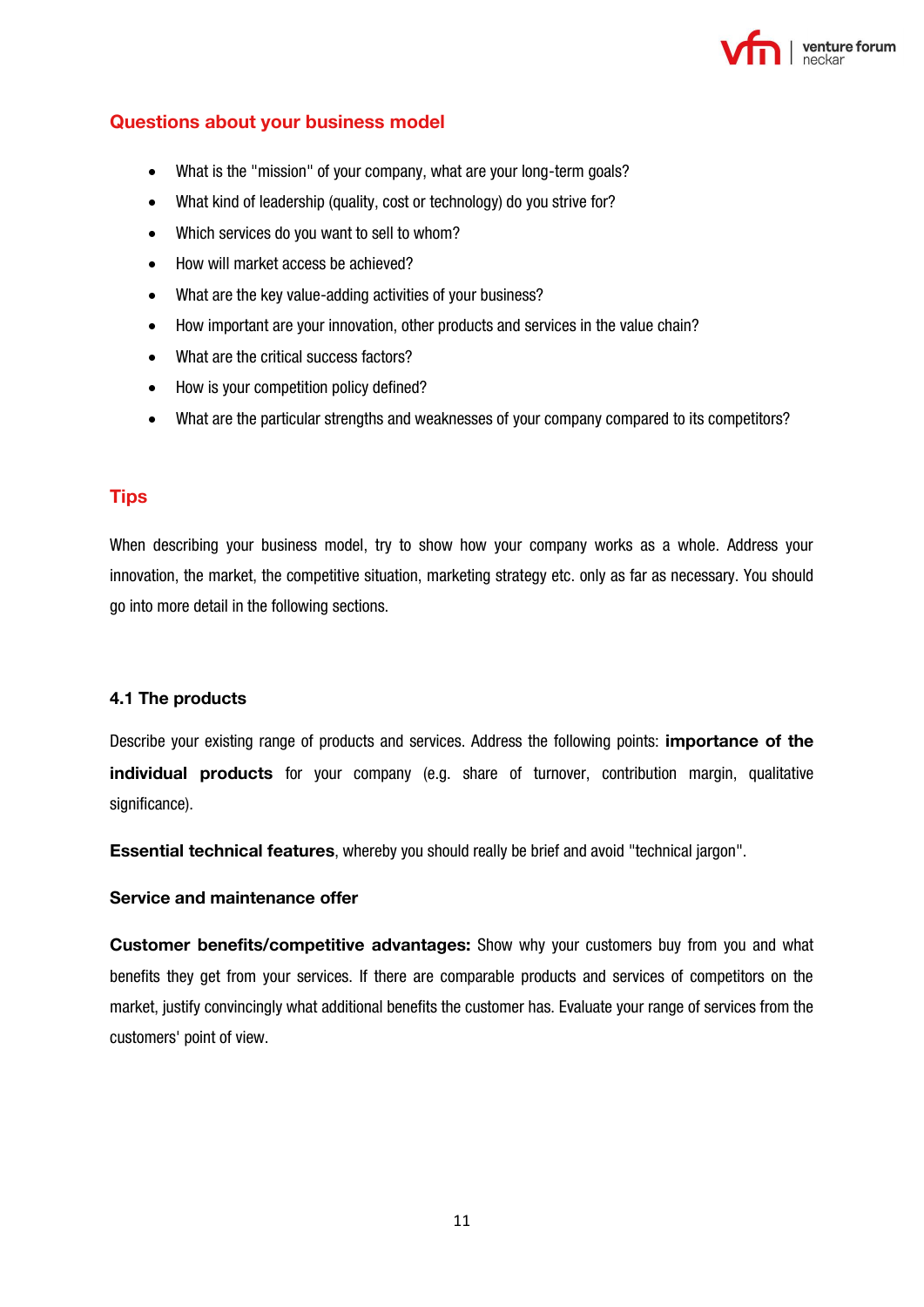## Questions about your business model

- What is the "mission" of your company, what are your long-term goals?
- What kind of leadership (quality, cost or technology) do you strive for?
- Which services do you want to sell to whom?
- How will market access be achieved?
- What are the key value-adding activities of your business?
- How important are your innovation, other products and services in the value chain?
- What are the critical success factors?
- How is your competition policy defined?
- What are the particular strengths and weaknesses of your company compared to its competitors?

## Tips

When describing your business model, try to show how your company works as a whole. Address your innovation, the market, the competitive situation, marketing strategy etc. only as far as necessary. You should go into more detail in the following sections.

### 4.1 The products

Describe your existing range of products and services. Address the following points: **importance of the individual products** for your company (e.g. share of turnover, contribution margin, qualitative significance).

**Essential technical features**, whereby you should really be brief and avoid "technical jargon".

**Service and maintenance offer**

**Customer benefits/competitive advantages:** Show why your customers buy from you and what benefits they get from your services. If there are comparable products and services of competitors on the market, justify convincingly what additional benefits the customer has. Evaluate your range of services from the customers' point of view.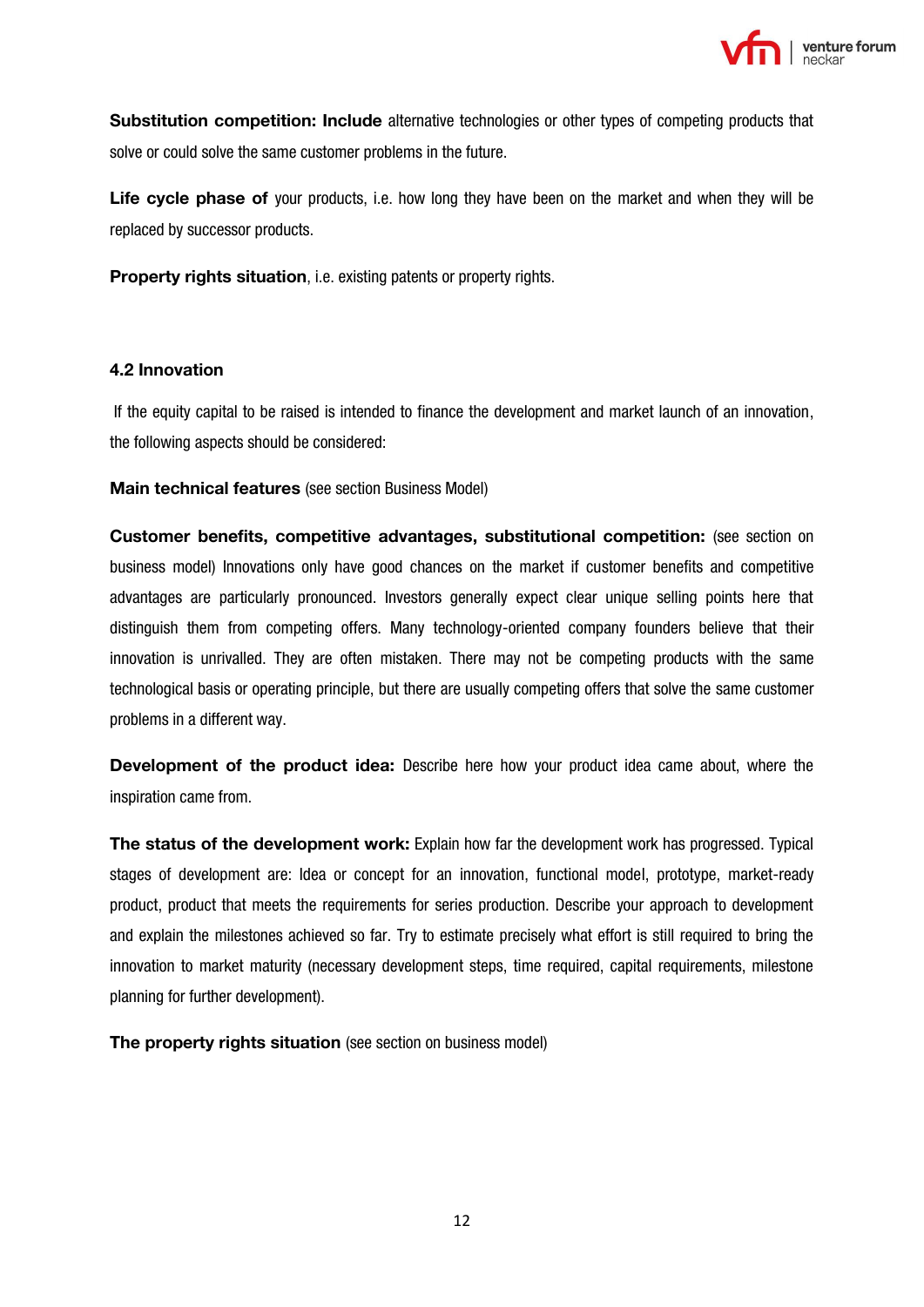**Substitution competition: Include** alternative technologies or other types of competing products that solve or could solve the same customer problems in the future.

**Life cycle phase of** your products, i.e. how long they have been on the market and when they will be replaced by successor products.

**Property rights situation**, i.e. existing patents or property rights.

### 4.2 Innovation

If the equity capital to be raised is intended to finance the development and market launch of an innovation, the following aspects should be considered:

**Main technical features** (see section Business Model)

**Customer benefits, competitive advantages, substitutional competition:** (see section on business model) Innovations only have good chances on the market if customer benefits and competitive advantages are particularly pronounced. Investors generally expect clear unique selling points here that distinguish them from competing offers. Many technology-oriented company founders believe that their innovation is unrivalled. They are often mistaken. There may not be competing products with the same technological basis or operating principle, but there are usually competing offers that solve the same customer problems in a different way.

**Development of the product idea:** Describe here how your product idea came about, where the inspiration came from.

**The status of the development work:** Explain how far the development work has progressed. Typical stages of development are: Idea or concept for an innovation, functional model, prototype, market-ready product, product that meets the requirements for series production. Describe your approach to development and explain the milestones achieved so far. Try to estimate precisely what effort is still required to bring the innovation to market maturity (necessary development steps, time required, capital requirements, milestone planning for further development).

**The property rights situation** (see section on business model)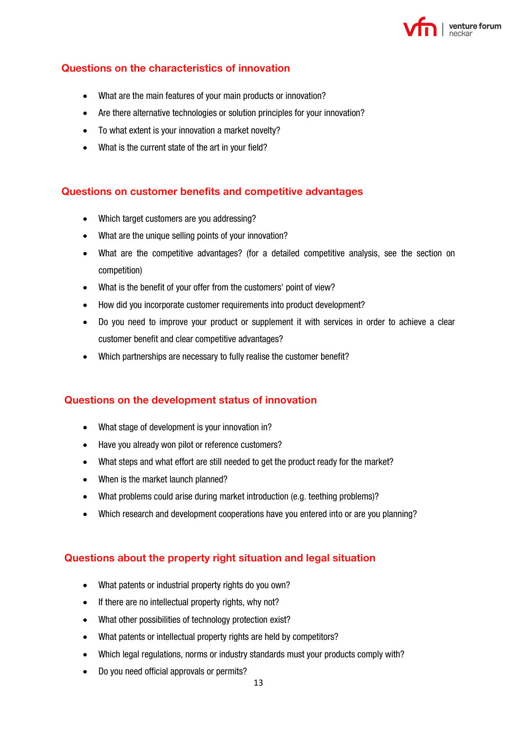## Questions on the characteristics of innovation

- What are the main features of your main products or innovation?
- Are there alternative technologies or solution principles for your innovation?
- To what extent is your innovation a market novelty?
- What is the current state of the art in your field?

## Questions on customer benefits and competitive advantages

- Which target customers are you addressing?
- What are the unique selling points of your innovation?
- What are the competitive advantages? (for a detailed competitive analysis, see the section on competition)
- What is the benefit of your offer from the customers' point of view?
- How did you incorporate customer requirements into product development?
- Do you need to improve your product or supplement it with services in order to achieve a clear customer benefit and clear competitive advantages?
- Which partnerships are necessary to fully realise the customer benefit?

## Questions on the development status of innovation

- What stage of development is your innovation in?
- Have you already won pilot or reference customers?
- What steps and what effort are still needed to get the product ready for the market?
- When is the market launch planned?
- What problems could arise during market introduction (e.g. teething problems)?
- Which research and development cooperations have you entered into or are you planning?

## Questions about the property right situation and legal situation

- What patents or industrial property rights do you own?
- If there are no intellectual property rights, why not?
- What other possibilities of technology protection exist?
- What patents or intellectual property rights are held by competitors?
- Which legal regulations, norms or industry standards must your products comply with?
- Do you need official approvals or permits?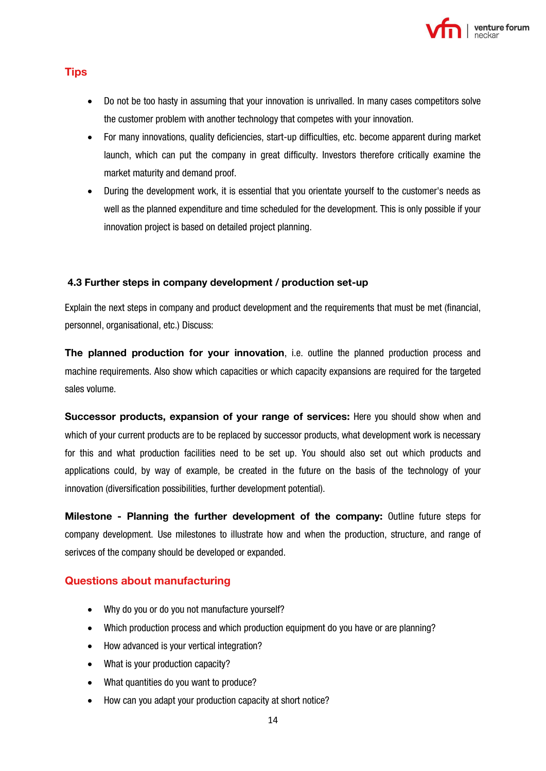## Tips

- Do not be too hasty in assuming that your innovation is unrivalled. In many cases competitors solve the customer problem with another technology that competes with your innovation.
- For many innovations, quality deficiencies, start-up difficulties, etc. become apparent during market launch, which can put the company in great difficulty. Investors therefore critically examine the market maturity and demand proof.
- During the development work, it is essential that you orientate yourself to the customer's needs as well as the planned expenditure and time scheduled for the development. This is only possible if your innovation project is based on detailed project planning.

### 4.3 Further steps in company development / production set-up

Explain the next steps in company and product development and the requirements that must be met (financial, personnel, organisational, etc.) Discuss:

**The planned production for your innovation**, i.e. outline the planned production process and machine requirements. Also show which capacities or which capacity expansions are required for the targeted sales volume.

**Successor products, expansion of your range of services:** Here you should show when and which of your current products are to be replaced by successor products, what development work is necessary for this and what production facilities need to be set up. You should also set out which products and applications could, by way of example, be created in the future on the basis of the technology of your innovation (diversification possibilities, further development potential).

**Milestone - Planning the further development of the company:** Outline future steps for company development. Use milestones to illustrate how and when the production, structure, and range of serivces of the company should be developed or expanded.

## Questions about manufacturing

- Why do you or do you not manufacture yourself?
- Which production process and which production equipment do you have or are planning?
- How advanced is your vertical integration?
- What is your production capacity?
- What quantities do you want to produce?
- How can you adapt your production capacity at short notice?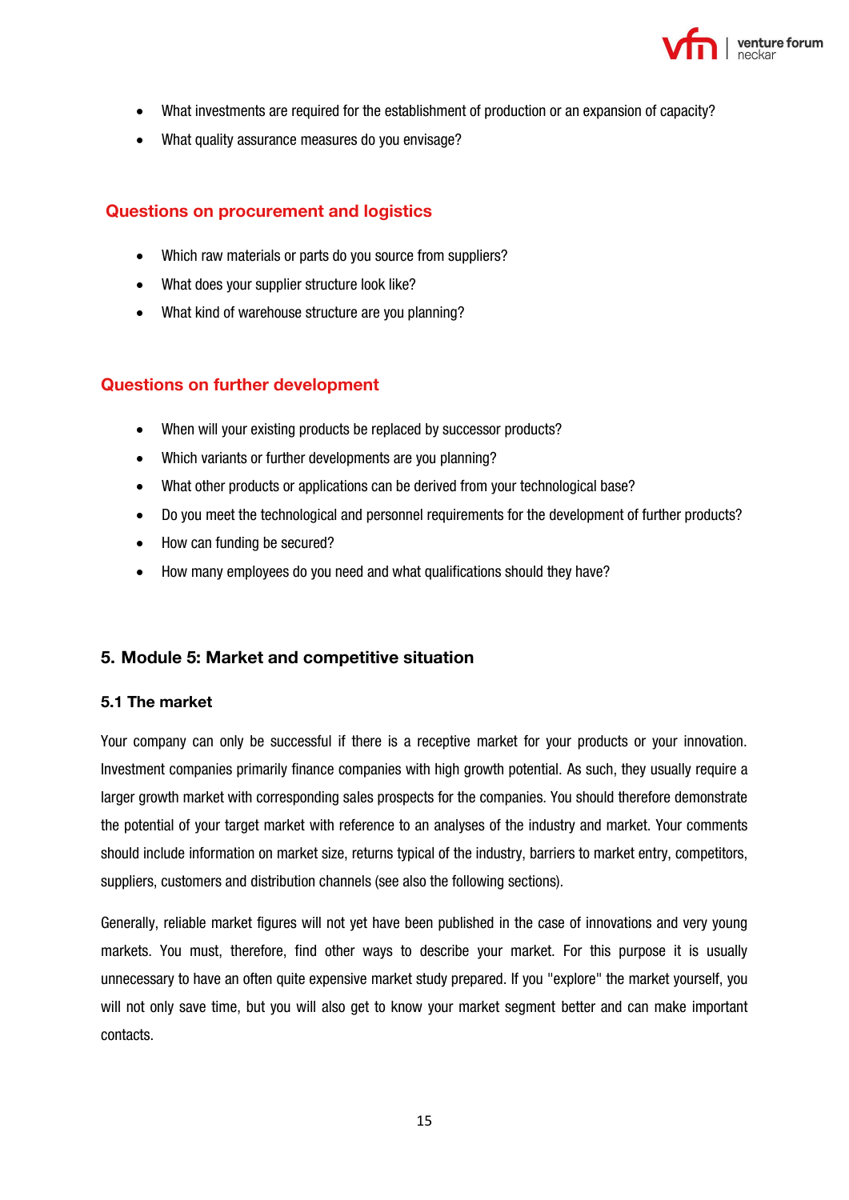- What investments are required for the establishment of production or an expansion of capacity?
- What quality assurance measures do you envisage?

### Questions on procurement and logistics

- Which raw materials or parts do you source from suppliers?
- What does your supplier structure look like?
- What kind of warehouse structure are you planning?

### Questions on further development

- When will your existing products be replaced by successor products?
- Which variants or further developments are you planning?
- What other products or applications can be derived from your technological base?
- Do you meet the technological and personnel requirements for the development of further products?
- How can funding be secured?
- How many employees do you need and what qualifications should they have?

## 5. Module 5: Market and competitive situation

### 5.1 The market

Your company can only be successful if there is a receptive market for your products or your innovation. Investment companies primarily finance companies with high growth potential. As such, they usually require a larger growth market with corresponding sales prospects for the companies. You should therefore demonstrate the potential of your target market with reference to an analyses of the industry and market. Your comments should include information on market size, returns typical of the industry, barriers to market entry, competitors, suppliers, customers and distribution channels (see also the following sections).

Generally, reliable market figures will not yet have been published in the case of innovations and very young markets. You must, therefore, find other ways to describe your market. For this purpose it is usually unnecessary to have an often quite expensive market study prepared. If you "explore" the market yourself, you will not only save time, but you will also get to know your market segment better and can make important contacts.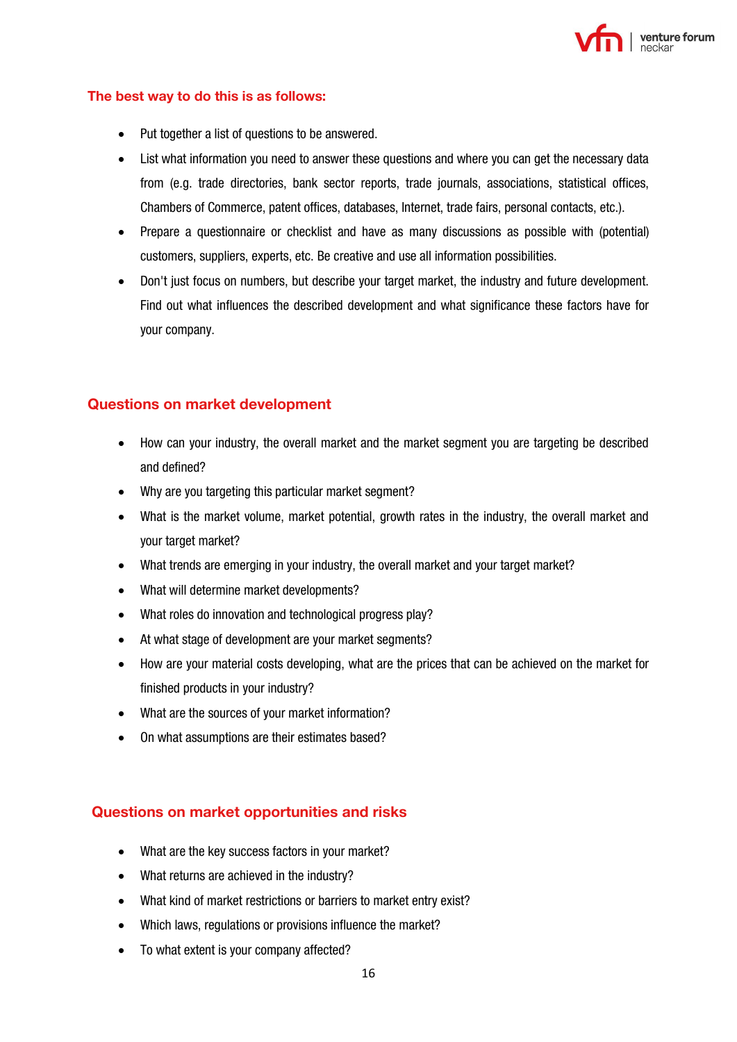### The best way to do this is as follows:

- Put together a list of questions to be answered.
- List what information you need to answer these questions and where you can get the necessary data from (e.g. trade directories, bank sector reports, trade journals, associations, statistical offices, Chambers of Commerce, patent offices, databases, Internet, trade fairs, personal contacts, etc.).
- Prepare a questionnaire or checklist and have as many discussions as possible with (potential) customers, suppliers, experts, etc. Be creative and use all information possibilities.
- Don't just focus on numbers, but describe your target market, the industry and future development. Find out what influences the described development and what significance these factors have for your company.

## Questions on market development

- How can your industry, the overall market and the market segment you are targeting be described and defined?
- Why are you targeting this particular market segment?
- What is the market volume, market potential, growth rates in the industry, the overall market and your target market?
- What trends are emerging in your industry, the overall market and your target market?
- What will determine market developments?
- What roles do innovation and technological progress play?
- At what stage of development are your market segments?
- How are your material costs developing, what are the prices that can be achieved on the market for finished products in your industry?
- What are the sources of your market information?
- On what assumptions are their estimates based?

## Questions on market opportunities and risks

- What are the key success factors in your market?
- What returns are achieved in the industry?
- What kind of market restrictions or barriers to market entry exist?
- Which laws, regulations or provisions influence the market?
- To what extent is your company affected?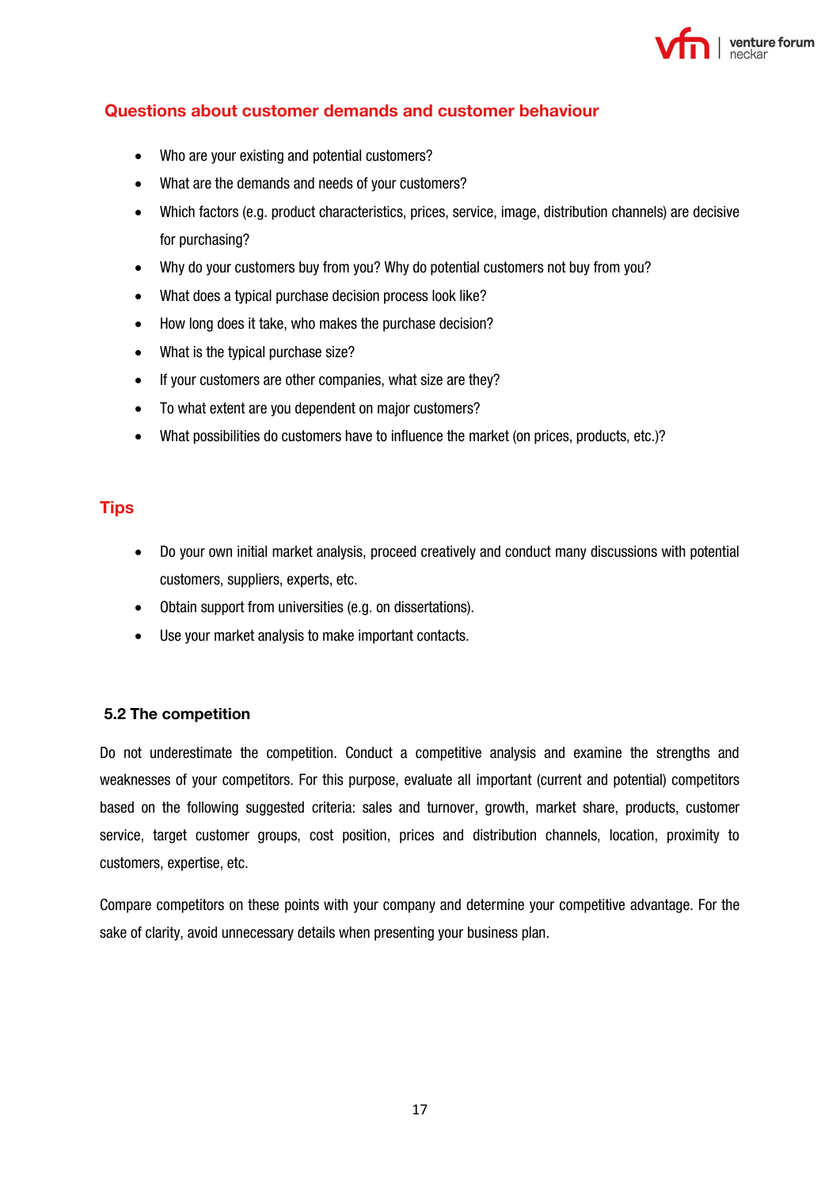### Questions about customer demands and customer behaviour

- Who are your existing and potential customers?
- What are the demands and needs of your customers?
- Which factors (e.g. product characteristics, prices, service, image, distribution channels) are decisive for purchasing?
- Why do your customers buy from you? Why do potential customers not buy from you?
- What does a typical purchase decision process look like?
- How long does it take, who makes the purchase decision?
- What is the typical purchase size?
- If your customers are other companies, what size are they?
- To what extent are you dependent on major customers?
- What possibilities do customers have to influence the market (on prices, products, etc.)?

### Tips

- Do your own initial market analysis, proceed creatively and conduct many discussions with potential customers, suppliers, experts, etc.
- Obtain support from universities (e.g. on dissertations).
- Use your market analysis to make important contacts.

## 5.2 The competition

Do not underestimate the competition. Conduct a competitive analysis and examine the strengths and weaknesses of your competitors. For this purpose, evaluate all important (current and potential) competitors based on the following suggested criteria: sales and turnover, growth, market share, products, customer service, target customer groups, cost position, prices and distribution channels, location, proximity to customers, expertise, etc.

Compare competitors on these points with your company and determine your competitive advantage. For the sake of clarity, avoid unnecessary details when presenting your business plan.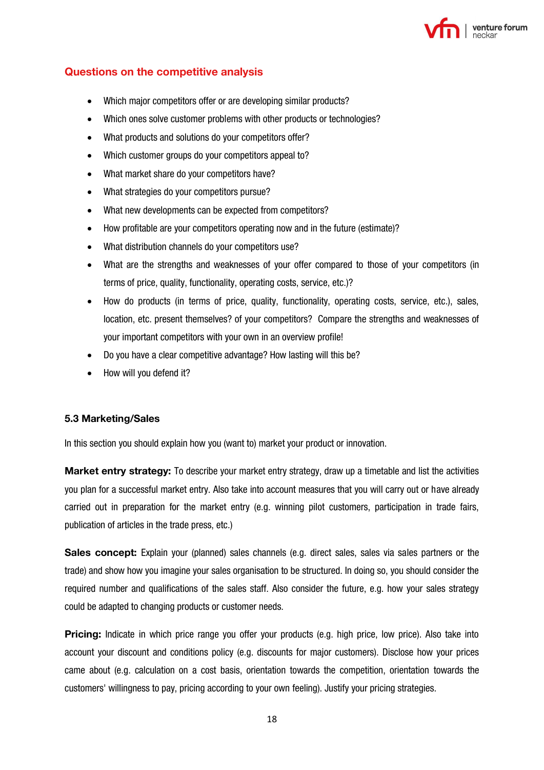### Questions on the competitive analysis

- Which major competitors offer or are developing similar products?
- Which ones solve customer problems with other products or technologies?
- What products and solutions do your competitors offer?
- Which customer groups do your competitors appeal to?
- What market share do your competitors have?
- What strategies do your competitors pursue?
- What new developments can be expected from competitors?
- How profitable are your competitors operating now and in the future (estimate)?
- What distribution channels do your competitors use?
- What are the strengths and weaknesses of your offer compared to those of your competitors (in terms of price, quality, functionality, operating costs, service, etc.)?
- How do products (in terms of price, quality, functionality, operating costs, service, etc.), sales, location, etc. present themselves? of your competitors? Compare the strengths and weaknesses of your important competitors with your own in an overview profile!
- Do you have a clear competitive advantage? How lasting will this be?
- How will you defend it?

### 5.3 Marketing/Sales

In this section you should explain how you (want to) market your product or innovation.

**Market entry strategy:** To describe your market entry strategy, draw up a timetable and list the activities you plan for a successful market entry. Also take into account measures that you will carry out or have already carried out in preparation for the market entry (e.g. winning pilot customers, participation in trade fairs, publication of articles in the trade press, etc.)

**Sales concept:** Explain your (planned) sales channels (e.g. direct sales, sales via sales partners or the trade) and show how you imagine your sales organisation to be structured. In doing so, you should consider the required number and qualifications of the sales staff. Also consider the future, e.g. how your sales strategy could be adapted to changing products or customer needs.

**Pricing:** Indicate in which price range you offer your products (e.g. high price, low price). Also take into account your discount and conditions policy (e.g. discounts for major customers). Disclose how your prices came about (e.g. calculation on a cost basis, orientation towards the competition, orientation towards the customers' willingness to pay, pricing according to your own feeling). Justify your pricing strategies.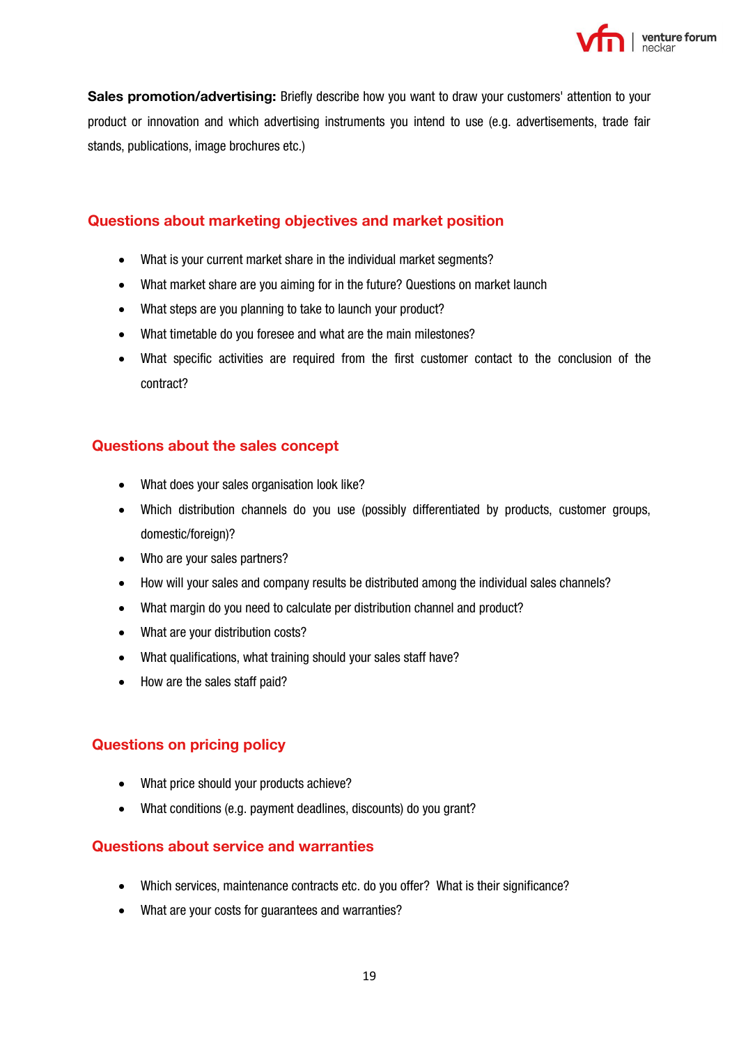**Sales promotion/advertising:** Briefly describe how you want to draw your customers' attention to your product or innovation and which advertising instruments you intend to use (e.g. advertisements, trade fair stands, publications, image brochures etc.)

## Questions about marketing objectives and market position

- What is your current market share in the individual market segments?
- What market share are you aiming for in the future? Questions on market launch
- What steps are you planning to take to launch your product?
- What timetable do you foresee and what are the main milestones?
- What specific activities are required from the first customer contact to the conclusion of the contract?

## Questions about the sales concept

- What does your sales organisation look like?
- Which distribution channels do you use (possibly differentiated by products, customer groups, domestic/foreign)?
- Who are your sales partners?
- How will your sales and company results be distributed among the individual sales channels?
- What margin do you need to calculate per distribution channel and product?
- What are your distribution costs?
- What qualifications, what training should your sales staff have?
- How are the sales staff paid?

## Questions on pricing policy

- What price should your products achieve?
- What conditions (e.g. payment deadlines, discounts) do you grant?

## Questions about service and warranties

- Which services, maintenance contracts etc. do you offer? What is their significance?
- What are your costs for guarantees and warranties?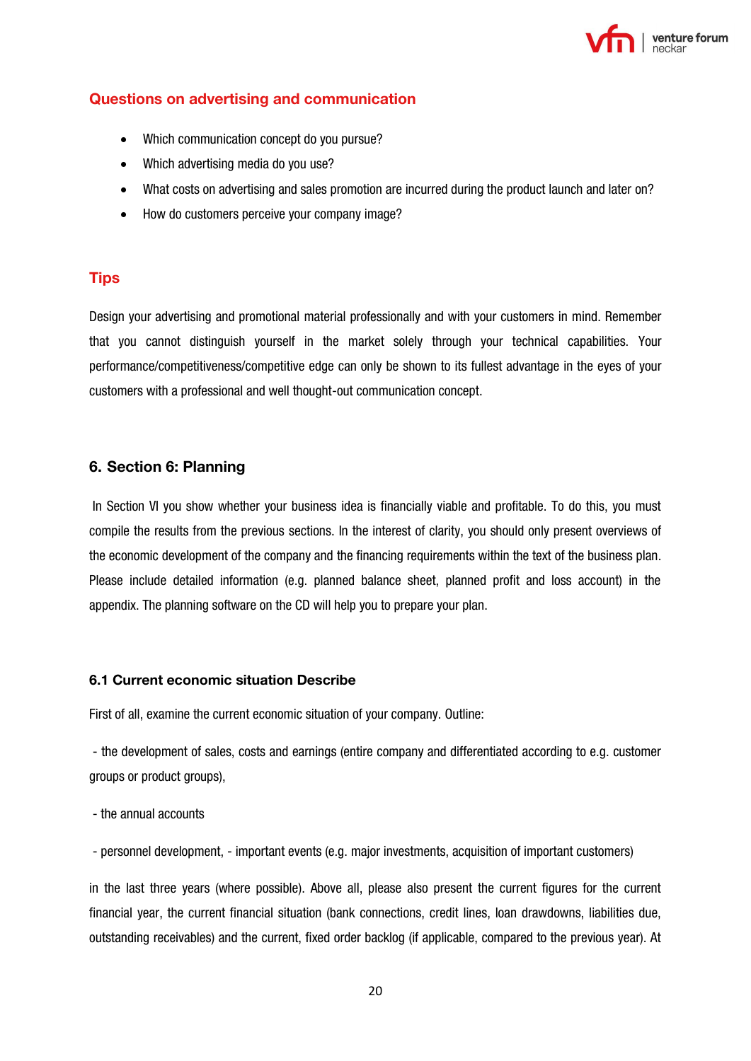### Questions on advertising and communication

- Which communication concept do you pursue?
- Which advertising media do you use?
- What costs on advertising and sales promotion are incurred during the product launch and later on?
- How do customers perceive your company image?

### Tips

Design your advertising and promotional material professionally and with your customers in mind. Remember that you cannot distinguish yourself in the market solely through your technical capabilities. Your performance/competitiveness/competitive edge can only be shown to its fullest advantage in the eyes of your customers with a professional and well thought-out communication concept.

## 6. Section 6: Planning

In Section VI you show whether your business idea is financially viable and profitable. To do this, you must compile the results from the previous sections. In the interest of clarity, you should only present overviews of the economic development of the company and the financing requirements within the text of the business plan. Please include detailed information (e.g. planned balance sheet, planned profit and loss account) in the appendix. The planning software on the CD will help you to prepare your plan.

### 6.1 Current economic situation Describe

First of all, examine the current economic situation of your company. Outline:

- the development of sales, costs and earnings (entire company and differentiated according to e.g. customer groups or product groups),

- the annual accounts

- personnel development, - important events (e.g. major investments, acquisition of important customers)

in the last three years (where possible). Above all, please also present the current figures for the current financial year, the current financial situation (bank connections, credit lines, loan drawdowns, liabilities due, outstanding receivables) and the current, fixed order backlog (if applicable, compared to the previous year). At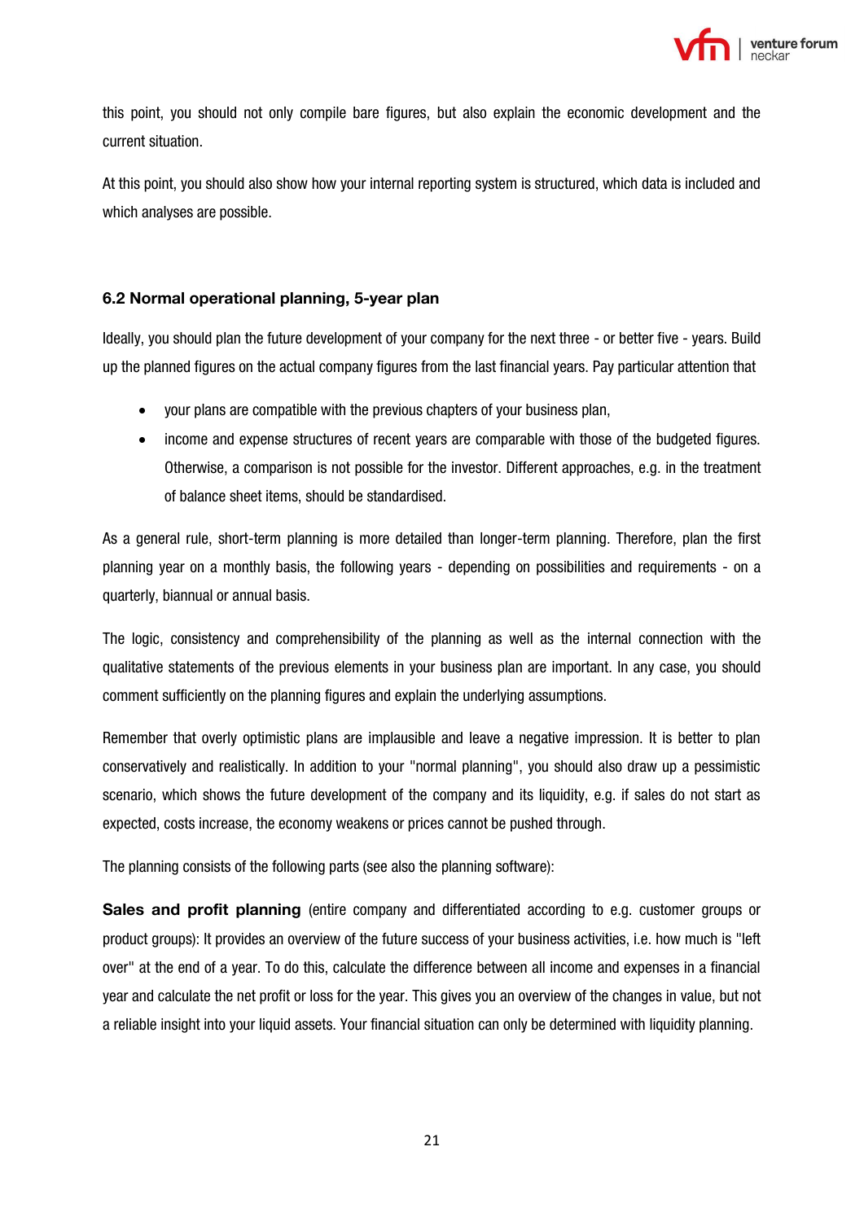this point, you should not only compile bare figures, but also explain the economic development and the current situation.

At this point, you should also show how your internal reporting system is structured, which data is included and which analyses are possible.

### 6.2 Normal operational planning, 5-year plan

Ideally, you should plan the future development of your company for the next three - or better five - years. Build up the planned figures on the actual company figures from the last financial years. Pay particular attention that

- your plans are compatible with the previous chapters of your business plan,
- income and expense structures of recent years are comparable with those of the budgeted figures. Otherwise, a comparison is not possible for the investor. Different approaches, e.g. in the treatment of balance sheet items, should be standardised.

As a general rule, short-term planning is more detailed than longer-term planning. Therefore, plan the first planning year on a monthly basis, the following years - depending on possibilities and requirements - on a quarterly, biannual or annual basis.

The logic, consistency and comprehensibility of the planning as well as the internal connection with the qualitative statements of the previous elements in your business plan are important. In any case, you should comment sufficiently on the planning figures and explain the underlying assumptions.

Remember that overly optimistic plans are implausible and leave a negative impression. It is better to plan conservatively and realistically. In addition to your "normal planning", you should also draw up a pessimistic scenario, which shows the future development of the company and its liquidity, e.g. if sales do not start as expected, costs increase, the economy weakens or prices cannot be pushed through.

The planning consists of the following parts (see also the planning software):

**Sales and profit planning** (entire company and differentiated according to e.g. customer groups or product groups): It provides an overview of the future success of your business activities, i.e. how much is "left over" at the end of a year. To do this, calculate the difference between all income and expenses in a financial year and calculate the net profit or loss for the year. This gives you an overview of the changes in value, but not a reliable insight into your liquid assets. Your financial situation can only be determined with liquidity planning.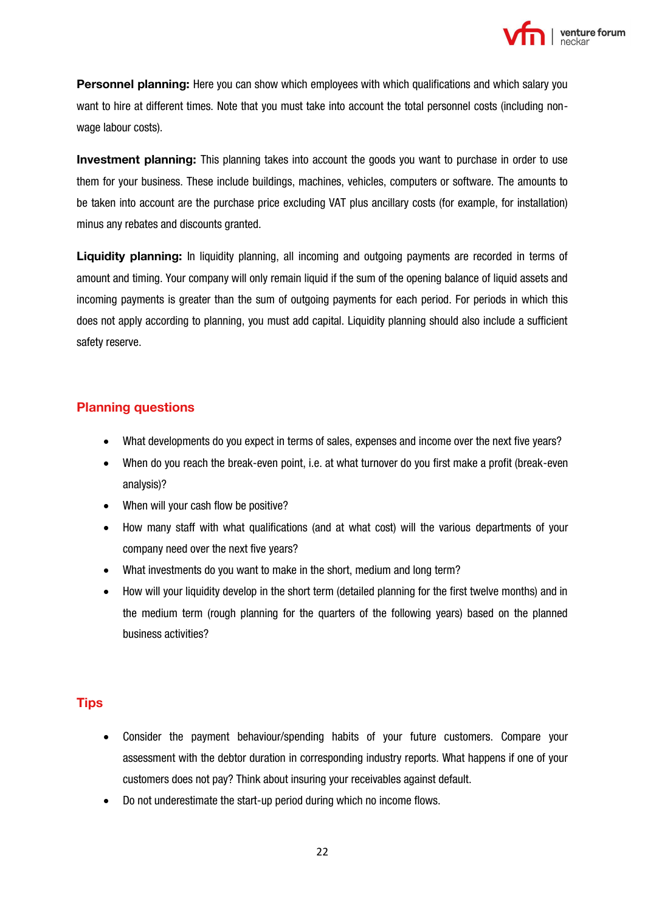**Personnel planning:** Here you can show which employees with which qualifications and which salary you want to hire at different times. Note that you must take into account the total personnel costs (including non-wage labour costs).

**Investment planning:** This planning takes into account the goods you want to purchase in order to use them for your business. These include buildings, machines, vehicles, computers or software. The amounts to be taken into account are the purchase price excluding VAT plus ancillary costs (for example, for installation) minus any rebates and discounts granted.

**Liquidity planning:** In liquidity planning, all incoming and outgoing payments are recorded in terms of amount and timing. Your company will only remain liquid if the sum of the opening balance of liquid assets and incoming payments is greater than the sum of outgoing payments for each period. For periods in which this does not apply according to planning, you must add capital. Liquidity planning should also include a sufficient safety reserve.

## Planning questions

- What developments do you expect in terms of sales, expenses and income over the next five years?
- When do you reach the break-even point, i.e. at what turnover do you first make a profit (break-even analysis)?
- When will your cash flow be positive?
- How many staff with what qualifications (and at what cost) will the various departments of your company need over the next five years?
- What investments do you want to make in the short, medium and long term?
- How will your liquidity develop in the short term (detailed planning for the first twelve months) and in the medium term (rough planning for the quarters of the following years) based on the planned business activities?

## Tips

- Consider the payment behaviour/spending habits of your future customers. Compare your assessment with the debtor duration in corresponding industry reports. What happens if one of your customers does not pay? Think about insuring your receivables against default.
- Do not underestimate the start-up period during which no income flows.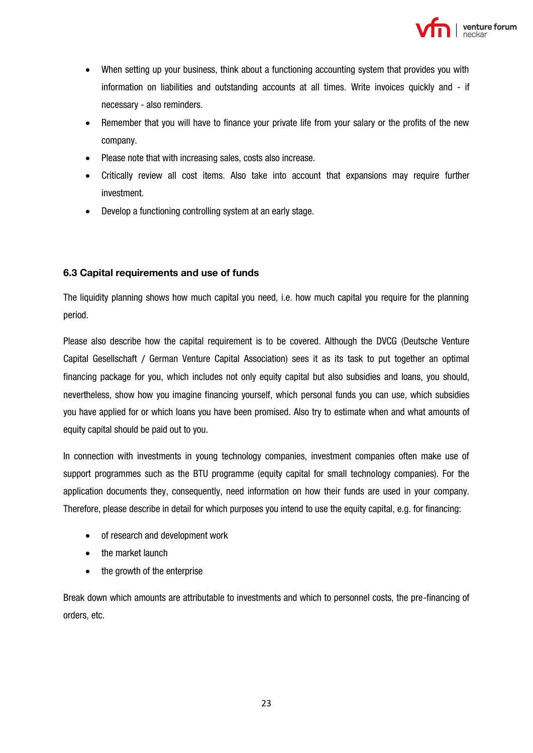- When setting up your business, think about a functioning accounting system that provides you with information on liabilities and outstanding accounts at all times. Write invoices quickly and - if necessary - also reminders.
- Remember that you will have to finance your private life from your salary or the profits of the new company.
- Please note that with increasing sales, costs also increase.
- Critically review all cost items. Also take into account that expansions may require further investment.
- Develop a functioning controlling system at an early stage.

### 6.3 Capital requirements and use of funds

The liquidity planning shows how much capital you need, i.e. how much capital you require for the planning period.

Please also describe how the capital requirement is to be covered. Although the DVCG (Deutsche Venture Capital Gesellschaft / German Venture Capital Association) sees it as its task to put together an optimal financing package for you, which includes not only equity capital but also subsidies and loans, you should, nevertheless, show how you imagine financing yourself, which personal funds you can use, which subsidies you have applied for or which loans you have been promised. Also try to estimate when and what amounts of equity capital should be paid out to you.

In connection with investments in young technology companies, investment companies often make use of support programmes such as the BTU programme (equity capital for small technology companies). For the application documents they, consequently, need information on how their funds are used in your company. Therefore, please describe in detail for which purposes you intend to use the equity capital, e.g. for financing:

- of research and development work
- the market launch
- the growth of the enterprise

Break down which amounts are attributable to investments and which to personnel costs, the pre-financing of orders, etc.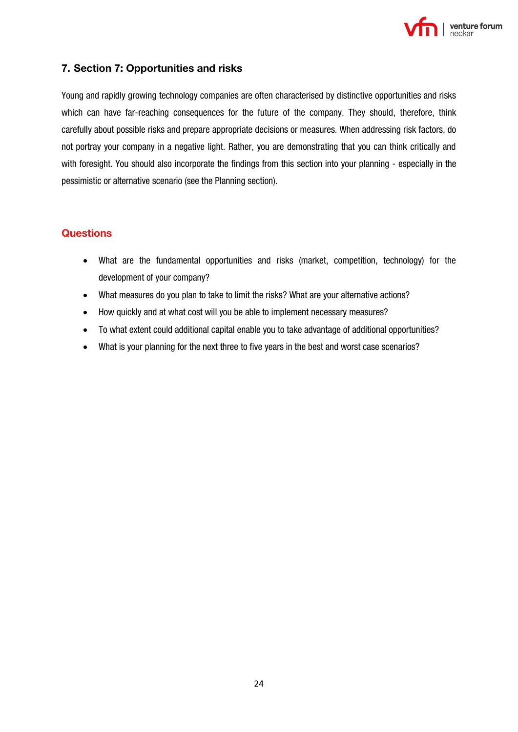## 7. Section 7: Opportunities and risks

Young and rapidly growing technology companies are often characterised by distinctive opportunities and risks which can have far-reaching consequences for the future of the company. They should, therefore, think carefully about possible risks and prepare appropriate decisions or measures. When addressing risk factors, do not portray your company in a negative light. Rather, you are demonstrating that you can think critically and with foresight. You should also incorporate the findings from this section into your planning - especially in the pessimistic or alternative scenario (see the Planning section).

### Questions

- What are the fundamental opportunities and risks (market, competition, technology) for the development of your company?
- What measures do you plan to take to limit the risks? What are your alternative actions?
- How quickly and at what cost will you be able to implement necessary measures?
- To what extent could additional capital enable you to take advantage of additional opportunities?
- What is your planning for the next three to five years in the best and worst case scenarios?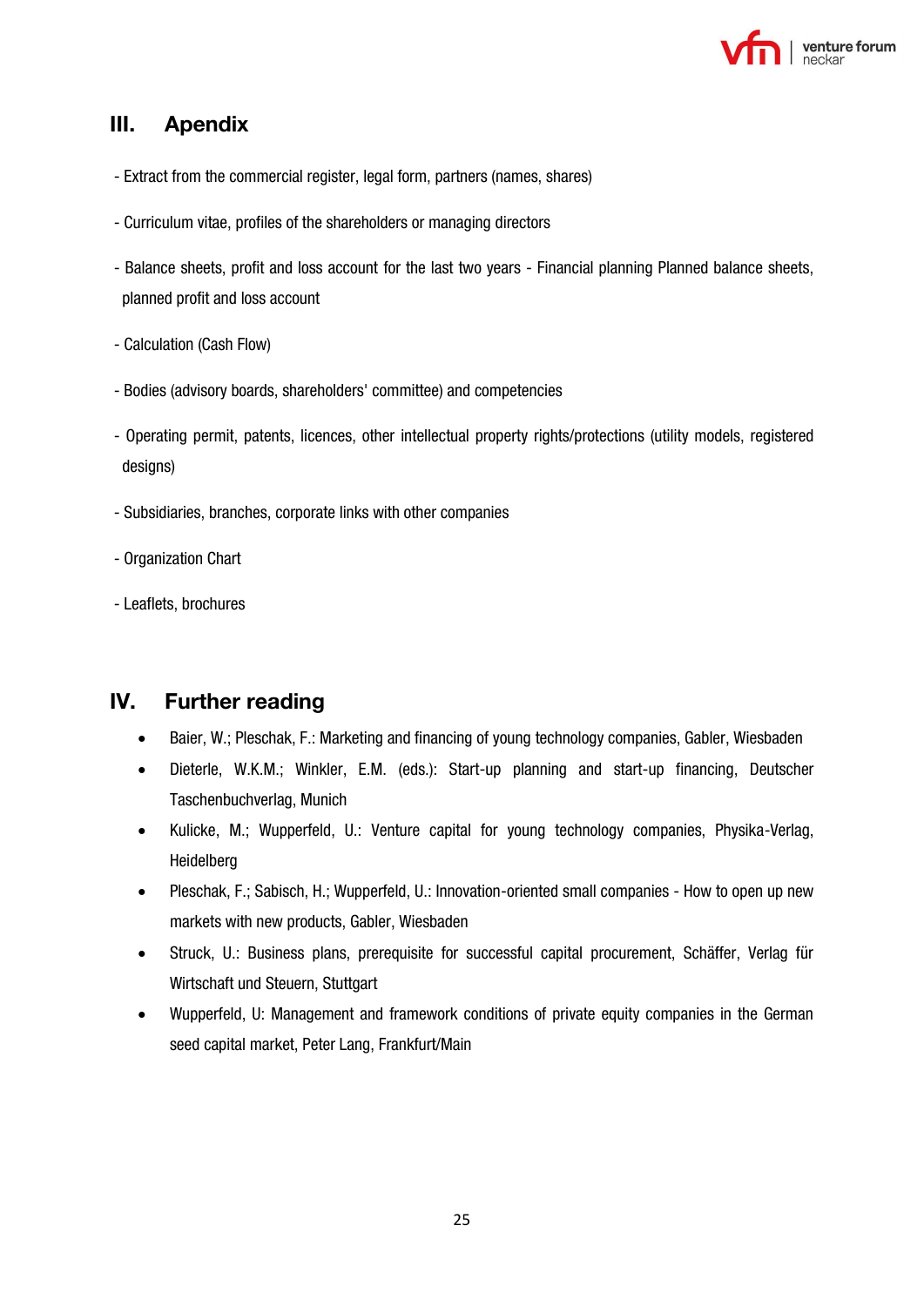## III. Apendix

- Extract from the commercial register, legal form, partners (names, shares)

- Curriculum vitae, profiles of the shareholders or managing directors

- Balance sheets, profit and loss account for the last two years - Financial planning Planned balance sheets, planned profit and loss account

- Calculation (Cash Flow)

- Bodies (advisory boards, shareholders' committee) and competencies

- Operating permit, patents, licences, other intellectual property rights/protections (utility models, registered designs)

- Subsidiaries, branches, corporate links with other companies

- Organization Chart

- Leaflets, brochures

## IV. Further reading

- Baier, W.; Pleschak, F.: Marketing and financing of young technology companies, Gabler, Wiesbaden
- Dieterle, W.K.M.; Winkler, E.M. (eds.): Start-up planning and start-up financing, Deutscher Taschenbuchverlag, Munich
- Kulicke, M.; Wupperfeld, U.: Venture capital for young technology companies, Physika-Verlag, Heidelberg
- Pleschak, F.; Sabisch, H.; Wupperfeld, U.: Innovation-oriented small companies - How to open up new markets with new products, Gabler, Wiesbaden
- Struck, U.: Business plans, prerequisite for successful capital procurement, Schäffer, Verlag für Wirtschaft und Steuern, Stuttgart
- Wupperfeld, U: Management and framework conditions of private equity companies in the German seed capital market, Peter Lang, Frankfurt/Main